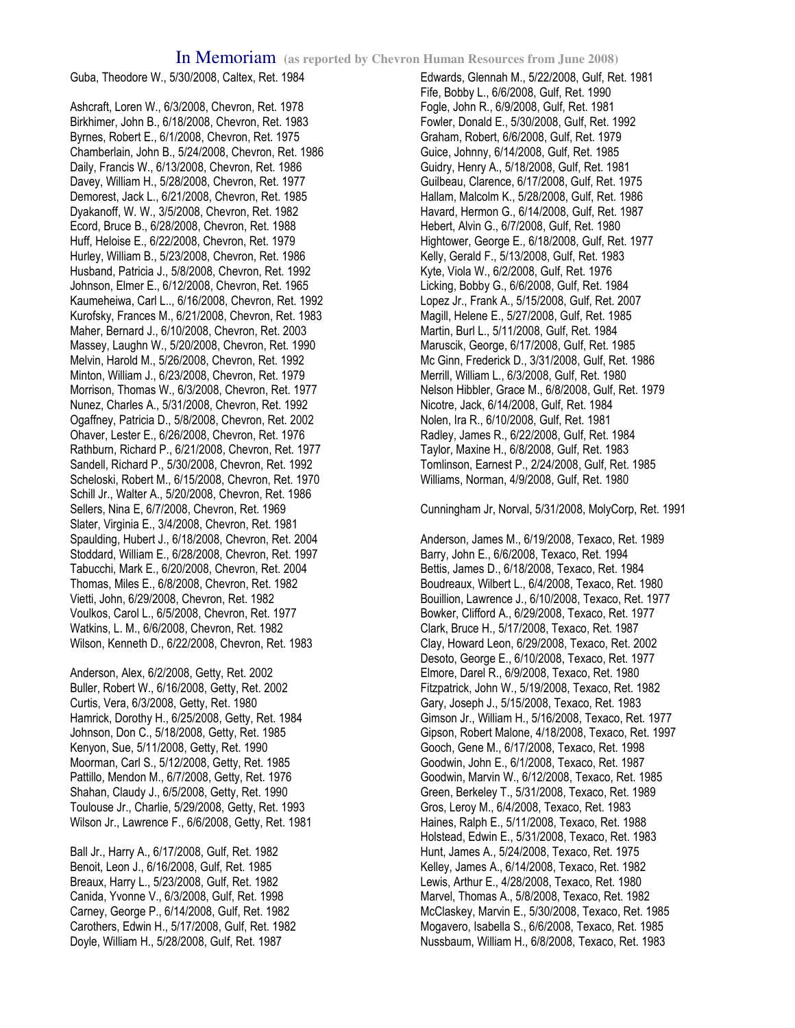# In Memoriam (as reported by Chevron Human Resources from June 2008)

Guba, Theodore W., 5/30/2008, Caltex, Ret. 1984

Ashcraft, Loren W., 6/3/2008, Chevron, Ret. 1978
Birkhimer, John B., 6/18/2008, Chevron, Ret. 1983
Byrnes, Robert E., 6/1/2008, Chevron, Ret. 1975
Chamberlain, John B., 5/24/2008, Chevron, Ret. 1986
Daily, Francis W., 6/13/2008, Chevron, Ret. 1986
Davey, William H., 5/28/2008, Chevron, Ret. 1977
Demorest, Jack L., 6/21/2008, Chevron, Ret. 1985
Dyakanoff, W. W., 3/5/2008, Chevron, Ret. 1982
Ecord, Bruce B., 6/28/2008, Chevron, Ret. 1988
Huff, Heloise E., 6/22/2008, Chevron, Ret. 1979
Hurley, William B., 5/23/2008, Chevron, Ret. 1986
Husband, Patricia J., 5/8/2008, Chevron, Ret. 1992
Johnson, Elmer E., 6/12/2008, Chevron, Ret. 1965
Kaumeheiwa, Carl L.., 6/16/2008, Chevron, Ret. 1992
Kurofsky, Frances M., 6/21/2008, Chevron, Ret. 1983
Maher, Bernard J., 6/10/2008, Chevron, Ret. 2003
Massey, Laughn W., 5/20/2008, Chevron, Ret. 1990
Melvin, Harold M., 5/26/2008, Chevron, Ret. 1992
Minton, William J., 6/23/2008, Chevron, Ret. 1979
Morrison, Thomas W., 6/3/2008, Chevron, Ret. 1977
Nunez, Charles A., 5/31/2008, Chevron, Ret. 1992
Ogaffney, Patricia D., 5/8/2008, Chevron, Ret. 2002
Ohaver, Lester E., 6/26/2008, Chevron, Ret. 1976
Rathburn, Richard P., 6/21/2008, Chevron, Ret. 1977
Sandell, Richard P., 5/30/2008, Chevron, Ret. 1992
Scheloski, Robert M., 6/15/2008, Chevron, Ret. 1970
Schill Jr., Walter A., 5/20/2008, Chevron, Ret. 1986
Sellers, Nina E, 6/7/2008, Chevron, Ret. 1969
Slater, Virginia E., 3/4/2008, Chevron, Ret. 1981
Spaulding, Hubert J., 6/18/2008, Chevron, Ret. 2004
Stoddard, William E., 6/28/2008, Chevron, Ret. 1997
Tabucchi, Mark E., 6/20/2008, Chevron, Ret. 2004
Thomas, Miles E., 6/8/2008, Chevron, Ret. 1982
Vietti, John, 6/29/2008, Chevron, Ret. 1982
Voulkos, Carol L., 6/5/2008, Chevron, Ret. 1977
Watkins, L. M., 6/6/2008, Chevron, Ret. 1982
Wilson, Kenneth D., 6/22/2008, Chevron, Ret. 1983

Anderson, Alex, 6/2/2008, Getty, Ret. 2002
Buller, Robert W., 6/16/2008, Getty, Ret. 2002
Curtis, Vera, 6/3/2008, Getty, Ret. 1980
Hamrick, Dorothy H., 6/25/2008, Getty, Ret. 1984
Johnson, Don C., 5/18/2008, Getty, Ret. 1985
Kenyon, Sue, 5/11/2008, Getty, Ret. 1990
Moorman, Carl S., 5/12/2008, Getty, Ret. 1985
Pattillo, Mendon M., 6/7/2008, Getty, Ret. 1976
Shahan, Claudy J., 6/5/2008, Getty, Ret. 1990
Toulouse Jr., Charlie, 5/29/2008, Getty, Ret. 1993
Wilson Jr., Lawrence F., 6/6/2008, Getty, Ret. 1981

Ball Jr., Harry A., 6/17/2008, Gulf, Ret. 1982
Benoit, Leon J., 6/16/2008, Gulf, Ret. 1985
Breaux, Harry L., 5/23/2008, Gulf, Ret. 1982
Canida, Yvonne V., 6/3/2008, Gulf, Ret. 1998
Carney, George P., 6/14/2008, Gulf, Ret. 1982
Carothers, Edwin H., 5/17/2008, Gulf, Ret. 1982
Doyle, William H., 5/28/2008, Gulf, Ret. 1987
Edwards, Glennah M., 5/22/2008, Gulf, Ret. 1981
Fife, Bobby L., 6/6/2008, Gulf, Ret. 1990
Fogle, John R., 6/9/2008, Gulf, Ret. 1981
Fowler, Donald E., 5/30/2008, Gulf, Ret. 1992
Graham, Robert, 6/6/2008, Gulf, Ret. 1979
Guice, Johnny, 6/14/2008, Gulf, Ret. 1985
Guidry, Henry A., 5/18/2008, Gulf, Ret. 1981
Guilbeau, Clarence, 6/17/2008, Gulf, Ret. 1975
Hallam, Malcolm K., 5/28/2008, Gulf, Ret. 1986
Havard, Hermon G., 6/14/2008, Gulf, Ret. 1987
Hebert, Alvin G., 6/7/2008, Gulf, Ret. 1980
Hightower, George E., 6/18/2008, Gulf, Ret. 1977
Kelly, Gerald F., 5/13/2008, Gulf, Ret. 1983
Kyte, Viola W., 6/2/2008, Gulf, Ret. 1976
Licking, Bobby G., 6/6/2008, Gulf, Ret. 1984
Lopez Jr., Frank A., 5/15/2008, Gulf, Ret. 2007
Magill, Helene E., 5/27/2008, Gulf, Ret. 1985
Martin, Burl L., 5/11/2008, Gulf, Ret. 1984
Maruscik, George, 6/17/2008, Gulf, Ret. 1985
Mc Ginn, Frederick D., 3/31/2008, Gulf, Ret. 1986
Merrill, William L., 6/3/2008, Gulf, Ret. 1980
Nelson Hibbler, Grace M., 6/8/2008, Gulf, Ret. 1979
Nicotre, Jack, 6/14/2008, Gulf, Ret. 1984
Nolen, Ira R., 6/10/2008, Gulf, Ret. 1981
Radley, James R., 6/22/2008, Gulf, Ret. 1984
Taylor, Maxine H., 6/8/2008, Gulf, Ret. 1983
Tomlinson, Earnest P., 2/24/2008, Gulf, Ret. 1985
Williams, Norman, 4/9/2008, Gulf, Ret. 1980

Cunningham Jr, Norval, 5/31/2008, MolyCorp, Ret. 1991

Anderson, James M., 6/19/2008, Texaco, Ret. 1989
Barry, John E., 6/6/2008, Texaco, Ret. 1994
Bettis, James D., 6/18/2008, Texaco, Ret. 1984
Boudreaux, Wilbert L., 6/4/2008, Texaco, Ret. 1980
Bouillion, Lawrence J., 6/10/2008, Texaco, Ret. 1977
Bowker, Clifford A., 6/29/2008, Texaco, Ret. 1977
Clark, Bruce H., 5/17/2008, Texaco, Ret. 1987
Clay, Howard Leon, 6/29/2008, Texaco, Ret. 2002
Desoto, George E., 6/10/2008, Texaco, Ret. 1977
Elmore, Darel R., 6/9/2008, Texaco, Ret. 1980
Fitzpatrick, John W., 5/19/2008, Texaco, Ret. 1982
Gary, Joseph J., 5/15/2008, Texaco, Ret. 1983
Gimson Jr., William H., 5/16/2008, Texaco, Ret. 1977
Gipson, Robert Malone, 4/18/2008, Texaco, Ret. 1997
Gooch, Gene M., 6/17/2008, Texaco, Ret. 1998
Goodwin, John E., 6/1/2008, Texaco, Ret. 1987
Goodwin, Marvin W., 6/12/2008, Texaco, Ret. 1985
Green, Berkeley T., 5/31/2008, Texaco, Ret. 1989
Gros, Leroy M., 6/4/2008, Texaco, Ret. 1983
Haines, Ralph E., 5/11/2008, Texaco, Ret. 1988
Holstead, Edwin E., 5/31/2008, Texaco, Ret. 1983
Hunt, James A., 5/24/2008, Texaco, Ret. 1975
Kelley, James A., 6/14/2008, Texaco, Ret. 1982
Lewis, Arthur E., 4/28/2008, Texaco, Ret. 1980
Marvel, Thomas A., 5/8/2008, Texaco, Ret. 1982
McClaskey, Marvin E., 5/30/2008, Texaco, Ret. 1985
Mogavero, Isabella S., 6/6/2008, Texaco, Ret. 1985
Nussbaum, William H., 6/8/2008, Texaco, Ret. 1983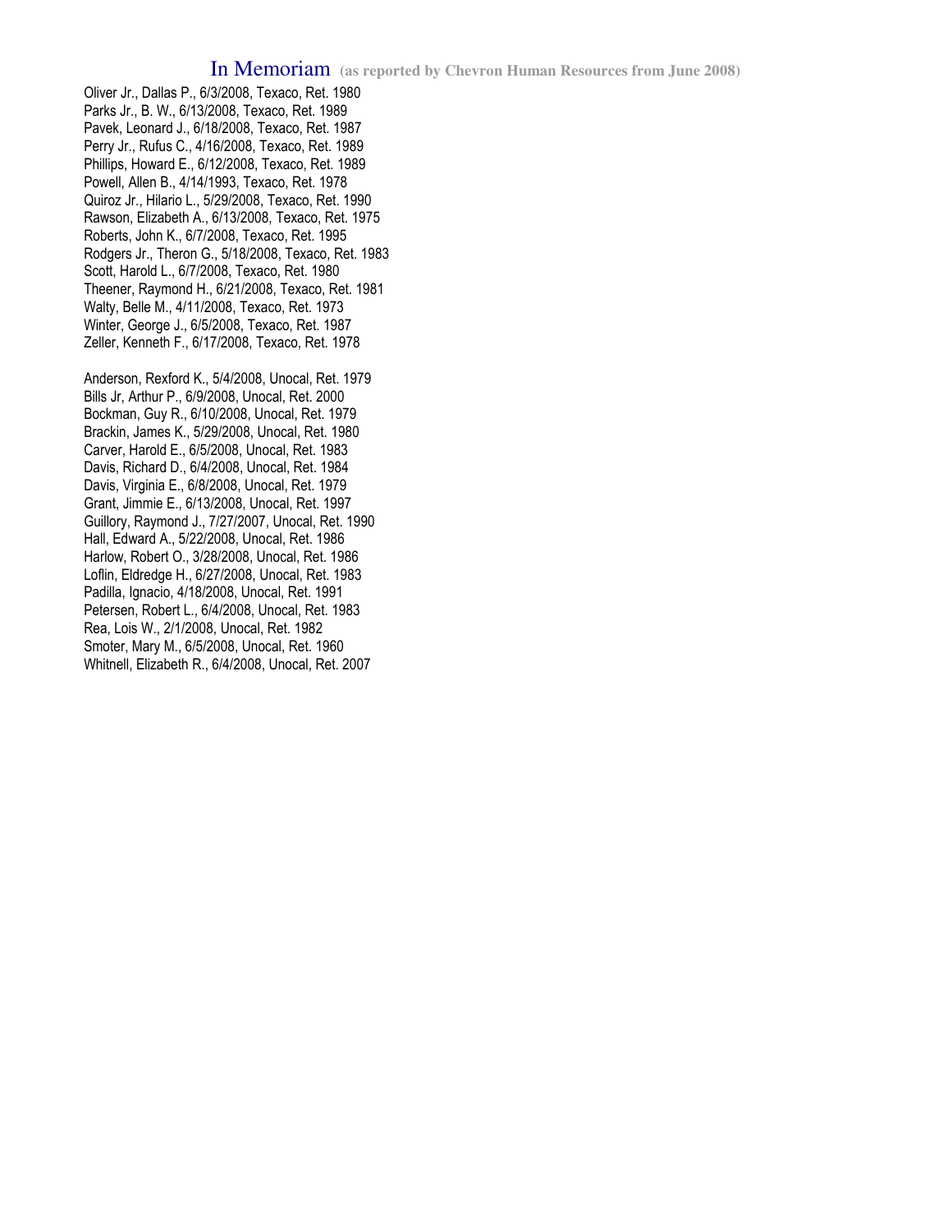## In Memoriam (as reported by Chevron Human Resources from June 2008)

Oliver Jr., Dallas P., 6/3/2008, Texaco, Ret. 1980
Parks Jr., B. W., 6/13/2008, Texaco, Ret. 1989
Pavek, Leonard J., 6/18/2008, Texaco, Ret. 1987
Perry Jr., Rufus C., 4/16/2008, Texaco, Ret. 1989
Phillips, Howard E., 6/12/2008, Texaco, Ret. 1989
Powell, Allen B., 4/14/1993, Texaco, Ret. 1978
Quiroz Jr., Hilario L., 5/29/2008, Texaco, Ret. 1990
Rawson, Elizabeth A., 6/13/2008, Texaco, Ret. 1975
Roberts, John K., 6/7/2008, Texaco, Ret. 1995
Rodgers Jr., Theron G., 5/18/2008, Texaco, Ret. 1983
Scott, Harold L., 6/7/2008, Texaco, Ret. 1980
Theener, Raymond H., 6/21/2008, Texaco, Ret. 1981
Walty, Belle M., 4/11/2008, Texaco, Ret. 1973
Winter, George J., 6/5/2008, Texaco, Ret. 1987
Zeller, Kenneth F., 6/17/2008, Texaco, Ret. 1978

Anderson, Rexford K., 5/4/2008, Unocal, Ret. 1979
Bills Jr, Arthur P., 6/9/2008, Unocal, Ret. 2000
Bockman, Guy R., 6/10/2008, Unocal, Ret. 1979
Brackin, James K., 5/29/2008, Unocal, Ret. 1980
Carver, Harold E., 6/5/2008, Unocal, Ret. 1983
Davis, Richard D., 6/4/2008, Unocal, Ret. 1984
Davis, Virginia E., 6/8/2008, Unocal, Ret. 1979
Grant, Jimmie E., 6/13/2008, Unocal, Ret. 1997
Guillory, Raymond J., 7/27/2007, Unocal, Ret. 1990
Hall, Edward A., 5/22/2008, Unocal, Ret. 1986
Harlow, Robert O., 3/28/2008, Unocal, Ret. 1986
Loflin, Eldredge H., 6/27/2008, Unocal, Ret. 1983
Padilla, Ignacio, 4/18/2008, Unocal, Ret. 1991
Petersen, Robert L., 6/4/2008, Unocal, Ret. 1983
Rea, Lois W., 2/1/2008, Unocal, Ret. 1982
Smoter, Mary M., 6/5/2008, Unocal, Ret. 1960
Whitnell, Elizabeth R., 6/4/2008, Unocal, Ret. 2007